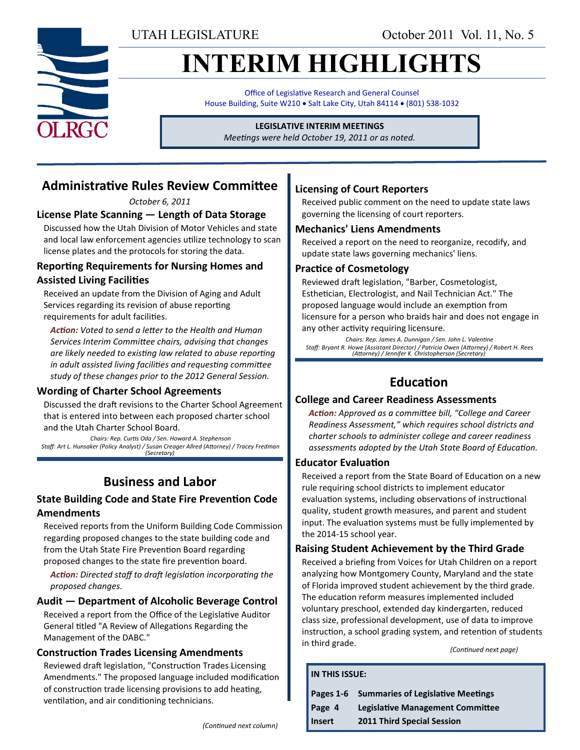UTAH LEGISLATURE

October 2011 Vol. 11, No. 5

# INTERIM HIGHLIGHTS

Office of Legislative Research and General Counsel
House Building, Suite W210 • Salt Lake City, Utah 84114 • (801) 538-1032

**LEGISLATIVE INTERIM MEETINGS**
*Meetings were held October 19, 2011 or as noted.*

## Administrative Rules Review Committee

*October 6, 2011*

### License Plate Scanning — Length of Data Storage

Discussed how the Utah Division of Motor Vehicles and state and local law enforcement agencies utilize technology to scan license plates and the protocols for storing the data.

### Reporting Requirements for Nursing Homes and Assisted Living Facilities

Received an update from the Division of Aging and Adult Services regarding its revision of abuse reporting requirements for adult facilities.

***Action:*** *Voted to send a letter to the Health and Human Services Interim Committee chairs, advising that changes are likely needed to existing law related to abuse reporting in adult assisted living facilities and requesting committee study of these changes prior to the 2012 General Session.*

### Wording of Charter School Agreements

Discussed the draft revisions to the Charter School Agreement that is entered into between each proposed charter school and the Utah Charter School Board.

*Chairs: Rep. Curtis Oda / Sen. Howard A. Stephenson*
*Staff: Art L. Hunsaker (Policy Analyst) / Susan Creager Allred (Attorney) / Tracey Fredman (Secretary)*

## Business and Labor

### State Building Code and State Fire Prevention Code Amendments

Received reports from the Uniform Building Code Commission regarding proposed changes to the state building code and from the Utah State Fire Prevention Board regarding proposed changes to the state fire prevention board.

***Action:*** *Directed staff to draft legislation incorporating the proposed changes.*

### Audit — Department of Alcoholic Beverage Control

Received a report from the Office of the Legislative Auditor General titled "A Review of Allegations Regarding the Management of the DABC."

### Construction Trades Licensing Amendments

Reviewed draft legislation, "Construction Trades Licensing Amendments." The proposed language included modification of construction trade licensing provisions to add heating, ventilation, and air conditioning technicians.

### Licensing of Court Reporters

Received public comment on the need to update state laws governing the licensing of court reporters.

### Mechanics' Liens Amendments

Received a report on the need to reorganize, recodify, and update state laws governing mechanics' liens.

### Practice of Cosmetology

Reviewed draft legislation, "Barber, Cosmetologist, Esthetician, Electrologist, and Nail Technician Act." The proposed language would include an exemption from licensure for a person who braids hair and does not engage in any other activity requiring licensure.

*Chairs: Rep. James A. Dunnigan / Sen. John L. Valentine*
*Staff: Bryant R. Howe (Assistant Director) / Patricia Owen (Attorney) / Robert H. Rees (Attorney) / Jennifer K. Christopherson (Secretary)*

## Education

### College and Career Readiness Assessments

***Action:*** *Approved as a committee bill, "College and Career Readiness Assessment," which requires school districts and charter schools to administer college and career readiness assessments adopted by the Utah State Board of Education.*

### Educator Evaluation

Received a report from the State Board of Education on a new rule requiring school districts to implement educator evaluation systems, including observations of instructional quality, student growth measures, and parent and student input. The evaluation systems must be fully implemented by the 2014-15 school year.

### Raising Student Achievement by the Third Grade

Received a briefing from Voices for Utah Children on a report analyzing how Montgomery County, Maryland and the state of Florida improved student achievement by the third grade. The education reform measures implemented included voluntary preschool, extended day kindergarten, reduced class size, professional development, use of data to improve instruction, a school grading system, and retention of students in third grade.

*(Continued next page)*

**IN THIS ISSUE:**

| | |
|---|---|
| **Pages 1-6** | **Summaries of Legislative Meetings** |
| **Page 4** | **Legislative Management Committee** |
| **Insert** | **2011 Third Special Session** |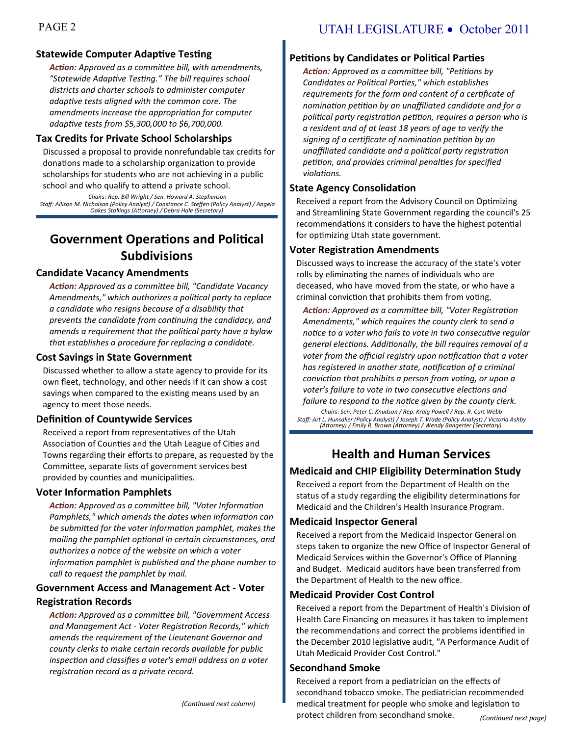### Statewide Computer Adaptive Testing

*Action: Approved as a committee bill, with amendments, "Statewide Adaptive Testing." The bill requires school districts and charter schools to administer computer adaptive tests aligned with the common core. The amendments increase the appropriation for computer adaptive tests from $5,300,000 to $6,700,000.*

### Tax Credits for Private School Scholarships

Discussed a proposal to provide nonrefundable tax credits for donations made to a scholarship organization to provide scholarships for students who are not achieving in a public school and who qualify to attend a private school.

*Chairs: Rep. Bill Wright / Sen. Howard A. Stephenson*
*Staff: Allison M. Nicholson (Policy Analyst) / Constance C. Steffen (Policy Analyst) / Angela Oakes Stallings (Attorney) / Debra Hale (Secretary)*

## Government Operations and Political Subdivisions

### Candidate Vacancy Amendments

*Action: Approved as a committee bill, "Candidate Vacancy Amendments," which authorizes a political party to replace a candidate who resigns because of a disability that prevents the candidate from continuing the candidacy, and amends a requirement that the political party have a bylaw that establishes a procedure for replacing a candidate.*

### Cost Savings in State Government

Discussed whether to allow a state agency to provide for its own fleet, technology, and other needs if it can show a cost savings when compared to the existing means used by an agency to meet those needs.

### Definition of Countywide Services

Received a report from representatives of the Utah Association of Counties and the Utah League of Cities and Towns regarding their efforts to prepare, as requested by the Committee, separate lists of government services best provided by counties and municipalities.

### Voter Information Pamphlets

*Action: Approved as a committee bill, "Voter Information Pamphlets," which amends the dates when information can be submitted for the voter information pamphlet, makes the mailing the pamphlet optional in certain circumstances, and authorizes a notice of the website on which a voter information pamphlet is published and the phone number to call to request the pamphlet by mail.*

### Government Access and Management Act - Voter Registration Records

*Action: Approved as a committee bill, "Government Access and Management Act - Voter Registration Records," which amends the requirement of the Lieutenant Governor and county clerks to make certain records available for public inspection and classifies a voter's email address on a voter registration record as a private record.*

### Petitions by Candidates or Political Parties

*Action: Approved as a committee bill, "Petitions by Candidates or Political Parties," which establishes requirements for the form and content of a certificate of nomination petition by an unaffiliated candidate and for a political party registration petition, requires a person who is a resident and of at least 18 years of age to verify the signing of a certificate of nomination petition by an unaffiliated candidate and a political party registration petition, and provides criminal penalties for specified violations.*

### State Agency Consolidation

Received a report from the Advisory Council on Optimizing and Streamlining State Government regarding the council's 25 recommendations it considers to have the highest potential for optimizing Utah state government.

### Voter Registration Amendments

Discussed ways to increase the accuracy of the state's voter rolls by eliminating the names of individuals who are deceased, who have moved from the state, or who have a criminal conviction that prohibits them from voting.

*Action: Approved as a committee bill, "Voter Registration Amendments," which requires the county clerk to send a notice to a voter who fails to vote in two consecutive regular general elections. Additionally, the bill requires removal of a voter from the official registry upon notification that a voter has registered in another state, notification of a criminal conviction that prohibits a person from voting, or upon a voter's failure to vote in two consecutive elections and failure to respond to the notice given by the county clerk.*

*Chairs: Sen. Peter C. Knudson / Rep. Kraig Powell / Rep. R. Curt Webb*
*Staff: Art L. Hunsaker (Policy Analyst) / Joseph T. Wade (Policy Analyst) / Victoria Ashby (Attorney) / Emily R. Brown (Attorney) / Wendy Bangerter (Secretary)*

## Health and Human Services

### Medicaid and CHIP Eligibility Determination Study

Received a report from the Department of Health on the status of a study regarding the eligibility determinations for Medicaid and the Children's Health Insurance Program.

### Medicaid Inspector General

Received a report from the Medicaid Inspector General on steps taken to organize the new Office of Inspector General of Medicaid Services within the Governor's Office of Planning and Budget. Medicaid auditors have been transferred from the Department of Health to the new office.

### Medicaid Provider Cost Control

Received a report from the Department of Health's Division of Health Care Financing on measures it has taken to implement the recommendations and correct the problems identified in the December 2010 legislative audit, "A Performance Audit of Utah Medicaid Provider Cost Control."

### Secondhand Smoke

Received a report from a pediatrician on the effects of secondhand tobacco smoke. The pediatrician recommended medical treatment for people who smoke and legislation to protect children from secondhand smoke.

*(Continued next page)*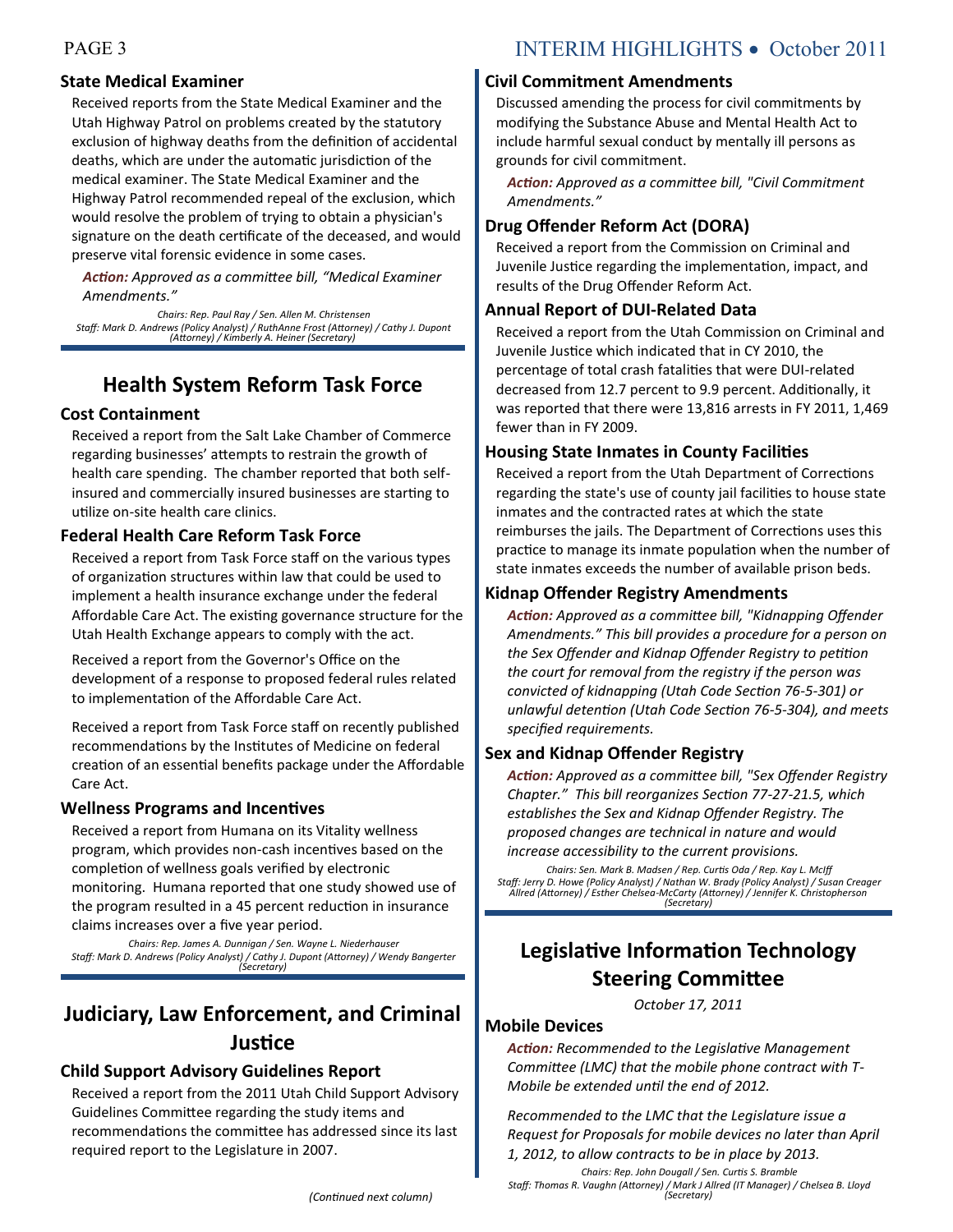### State Medical Examiner

Received reports from the State Medical Examiner and the Utah Highway Patrol on problems created by the statutory exclusion of highway deaths from the definition of accidental deaths, which are under the automatic jurisdiction of the medical examiner. The State Medical Examiner and the Highway Patrol recommended repeal of the exclusion, which would resolve the problem of trying to obtain a physician's signature on the death certificate of the deceased, and would preserve vital forensic evidence in some cases.

***Action:*** *Approved as a committee bill, "Medical Examiner Amendments."*

*Chairs: Rep. Paul Ray / Sen. Allen M. Christensen*
*Staff: Mark D. Andrews (Policy Analyst) / RuthAnne Frost (Attorney) / Cathy J. Dupont (Attorney) / Kimberly A. Heiner (Secretary)*

## Health System Reform Task Force

### Cost Containment

Received a report from the Salt Lake Chamber of Commerce regarding businesses' attempts to restrain the growth of health care spending. The chamber reported that both self-insured and commercially insured businesses are starting to utilize on-site health care clinics.

### Federal Health Care Reform Task Force

Received a report from Task Force staff on the various types of organization structures within law that could be used to implement a health insurance exchange under the federal Affordable Care Act. The existing governance structure for the Utah Health Exchange appears to comply with the act.

Received a report from the Governor's Office on the development of a response to proposed federal rules related to implementation of the Affordable Care Act.

Received a report from Task Force staff on recently published recommendations by the Institutes of Medicine on federal creation of an essential benefits package under the Affordable Care Act.

### Wellness Programs and Incentives

Received a report from Humana on its Vitality wellness program, which provides non-cash incentives based on the completion of wellness goals verified by electronic monitoring. Humana reported that one study showed use of the program resulted in a 45 percent reduction in insurance claims increases over a five year period.

*Chairs: Rep. James A. Dunnigan / Sen. Wayne L. Niederhauser*
*Staff: Mark D. Andrews (Policy Analyst) / Cathy J. Dupont (Attorney) / Wendy Bangerter (Secretary)*

## Judiciary, Law Enforcement, and Criminal Justice

### Child Support Advisory Guidelines Report

Received a report from the 2011 Utah Child Support Advisory Guidelines Committee regarding the study items and recommendations the committee has addressed since its last required report to the Legislature in 2007.

### Civil Commitment Amendments

Discussed amending the process for civil commitments by modifying the Substance Abuse and Mental Health Act to include harmful sexual conduct by mentally ill persons as grounds for civil commitment.

***Action:*** *Approved as a committee bill, "Civil Commitment Amendments."*

### Drug Offender Reform Act (DORA)

Received a report from the Commission on Criminal and Juvenile Justice regarding the implementation, impact, and results of the Drug Offender Reform Act.

### Annual Report of DUI-Related Data

Received a report from the Utah Commission on Criminal and Juvenile Justice which indicated that in CY 2010, the percentage of total crash fatalities that were DUI-related decreased from 12.7 percent to 9.9 percent. Additionally, it was reported that there were 13,816 arrests in FY 2011, 1,469 fewer than in FY 2009.

### Housing State Inmates in County Facilities

Received a report from the Utah Department of Corrections regarding the state's use of county jail facilities to house state inmates and the contracted rates at which the state reimburses the jails. The Department of Corrections uses this practice to manage its inmate population when the number of state inmates exceeds the number of available prison beds.

### Kidnap Offender Registry Amendments

***Action:*** *Approved as a committee bill, "Kidnapping Offender Amendments." This bill provides a procedure for a person on the Sex Offender and Kidnap Offender Registry to petition the court for removal from the registry if the person was convicted of kidnapping (Utah Code Section 76-5-301) or unlawful detention (Utah Code Section 76-5-304), and meets specified requirements.*

### Sex and Kidnap Offender Registry

***Action:*** *Approved as a committee bill, "Sex Offender Registry Chapter." This bill reorganizes Section 77-27-21.5, which establishes the Sex and Kidnap Offender Registry. The proposed changes are technical in nature and would increase accessibility to the current provisions.*

*Chairs: Sen. Mark B. Madsen / Rep. Curtis Oda / Rep. Kay L. McIff*
*Staff: Jerry D. Howe (Policy Analyst) / Nathan W. Brady (Policy Analyst) / Susan Creager Allred (Attorney) / Esther Chelsea-McCarty (Attorney) / Jennifer K. Christopherson (Secretary)*

## Legislative Information Technology Steering Committee

*October 17, 2011*

### Mobile Devices

***Action:*** *Recommended to the Legislative Management Committee (LMC) that the mobile phone contract with T-Mobile be extended until the end of 2012.*

*Recommended to the LMC that the Legislature issue a Request for Proposals for mobile devices no later than April 1, 2012, to allow contracts to be in place by 2013.*

*Chairs: Rep. John Dougall / Sen. Curtis S. Bramble*
*Staff: Thomas R. Vaughn (Attorney) / Mark J Allred (IT Manager) / Chelsea B. Lloyd (Secretary)*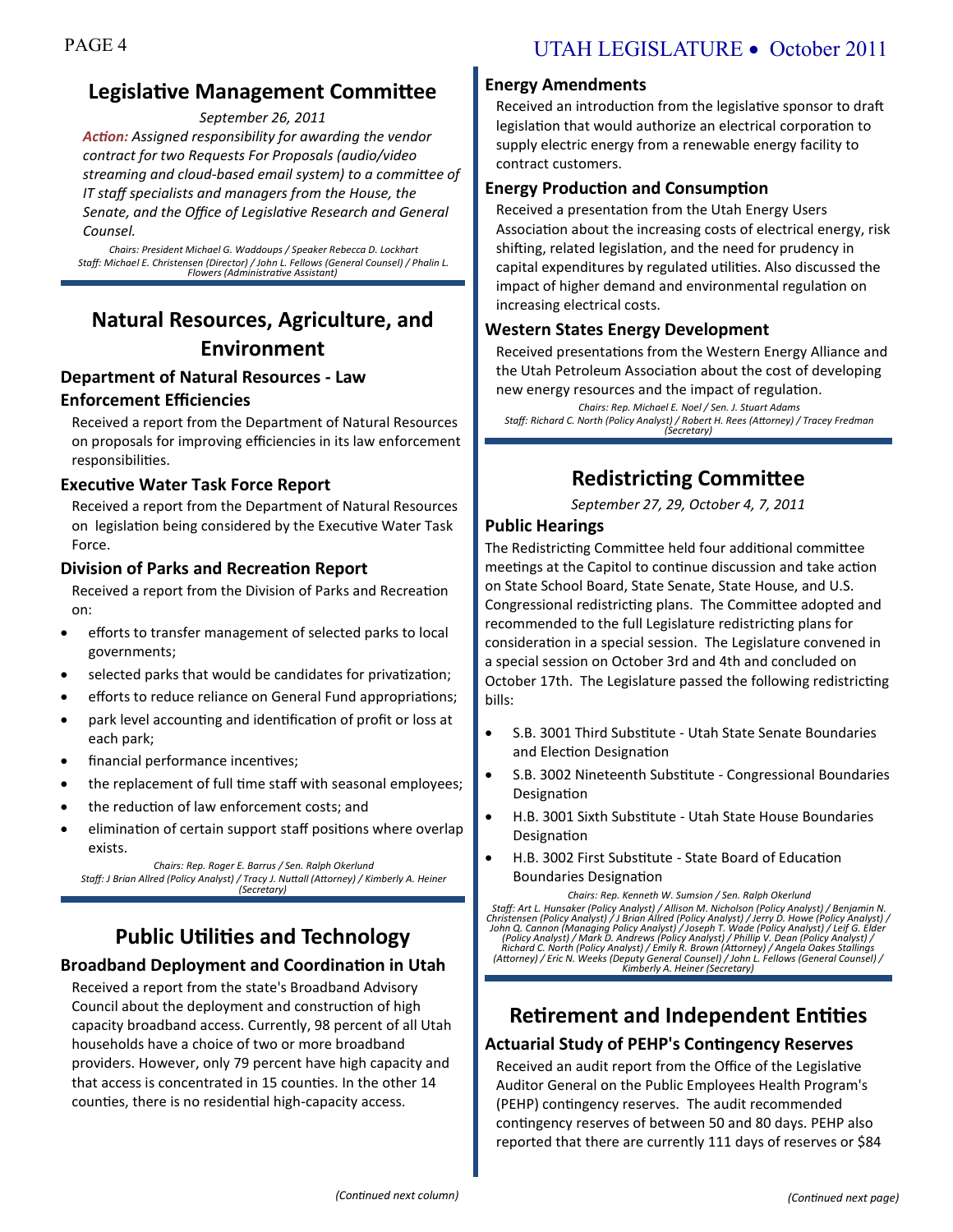## Legislative Management Committee

*September 26, 2011*

***Action:*** *Assigned responsibility for awarding the vendor contract for two Requests For Proposals (audio/video streaming and cloud-based email system) to a committee of IT staff specialists and managers from the House, the Senate, and the Office of Legislative Research and General Counsel.*

*Chairs: President Michael G. Waddoups / Speaker Rebecca D. Lockhart*
*Staff: Michael E. Christensen (Director) / John L. Fellows (General Counsel) / Phalin L. Flowers (Administrative Assistant)*

## Natural Resources, Agriculture, and Environment

### Department of Natural Resources - Law Enforcement Efficiencies

Received a report from the Department of Natural Resources on proposals for improving efficiencies in its law enforcement responsibilities.

### Executive Water Task Force Report

Received a report from the Department of Natural Resources on legislation being considered by the Executive Water Task Force.

### Division of Parks and Recreation Report

Received a report from the Division of Parks and Recreation on:

- efforts to transfer management of selected parks to local governments;
- selected parks that would be candidates for privatization;
- efforts to reduce reliance on General Fund appropriations;
- park level accounting and identification of profit or loss at each park;
- financial performance incentives;
- the replacement of full time staff with seasonal employees;
- the reduction of law enforcement costs; and
- elimination of certain support staff positions where overlap exists.

*Chairs: Rep. Roger E. Barrus / Sen. Ralph Okerlund*
*Staff: J Brian Allred (Policy Analyst) / Tracy J. Nuttall (Attorney) / Kimberly A. Heiner (Secretary)*

## Public Utilities and Technology

### Broadband Deployment and Coordination in Utah

Received a report from the state's Broadband Advisory Council about the deployment and construction of high capacity broadband access. Currently, 98 percent of all Utah households have a choice of two or more broadband providers. However, only 79 percent have high capacity and that access is concentrated in 15 counties. In the other 14 counties, there is no residential high-capacity access.

### Energy Amendments

Received an introduction from the legislative sponsor to draft legislation that would authorize an electrical corporation to supply electric energy from a renewable energy facility to contract customers.

### Energy Production and Consumption

Received a presentation from the Utah Energy Users Association about the increasing costs of electrical energy, risk shifting, related legislation, and the need for prudency in capital expenditures by regulated utilities. Also discussed the impact of higher demand and environmental regulation on increasing electrical costs.

### Western States Energy Development

Received presentations from the Western Energy Alliance and the Utah Petroleum Association about the cost of developing new energy resources and the impact of regulation.

*Chairs: Rep. Michael E. Noel / Sen. J. Stuart Adams*
*Staff: Richard C. North (Policy Analyst) / Robert H. Rees (Attorney) / Tracey Fredman (Secretary)*

## Redistricting Committee

*September 27, 29, October 4, 7, 2011*

### Public Hearings

The Redistricting Committee held four additional committee meetings at the Capitol to continue discussion and take action on State School Board, State Senate, State House, and U.S. Congressional redistricting plans. The Committee adopted and recommended to the full Legislature redistricting plans for consideration in a special session. The Legislature convened in a special session on October 3rd and 4th and concluded on October 17th. The Legislature passed the following redistricting bills:

- S.B. 3001 Third Substitute - Utah State Senate Boundaries and Election Designation
- S.B. 3002 Nineteenth Substitute - Congressional Boundaries Designation
- H.B. 3001 Sixth Substitute - Utah State House Boundaries Designation
- H.B. 3002 First Substitute - State Board of Education Boundaries Designation

*Chairs: Rep. Kenneth W. Sumsion / Sen. Ralph Okerlund*
*Staff: Art L. Hunsaker (Policy Analyst) / Allison M. Nicholson (Policy Analyst) / Benjamin N. Christensen (Policy Analyst) / J Brian Allred (Policy Analyst) / Jerry D. Howe (Policy Analyst) / John Q. Cannon (Managing Policy Analyst) / Joseph T. Wade (Policy Analyst) / Leif G. Elder (Policy Analyst) / Mark D. Andrews (Policy Analyst) / Phillip V. Dean (Policy Analyst) / Richard C. North (Policy Analyst) / Emily R. Brown (Attorney) / Angela Oakes Stallings (Attorney) / Eric N. Weeks (Deputy General Counsel) / John L. Fellows (General Counsel) / Kimberly A. Heiner (Secretary)*

## Retirement and Independent Entities

### Actuarial Study of PEHP's Contingency Reserves

Received an audit report from the Office of the Legislative Auditor General on the Public Employees Health Program's (PEHP) contingency reserves. The audit recommended contingency reserves of between 50 and 80 days. PEHP also reported that there are currently 111 days of reserves or $84

*(Continued next page)*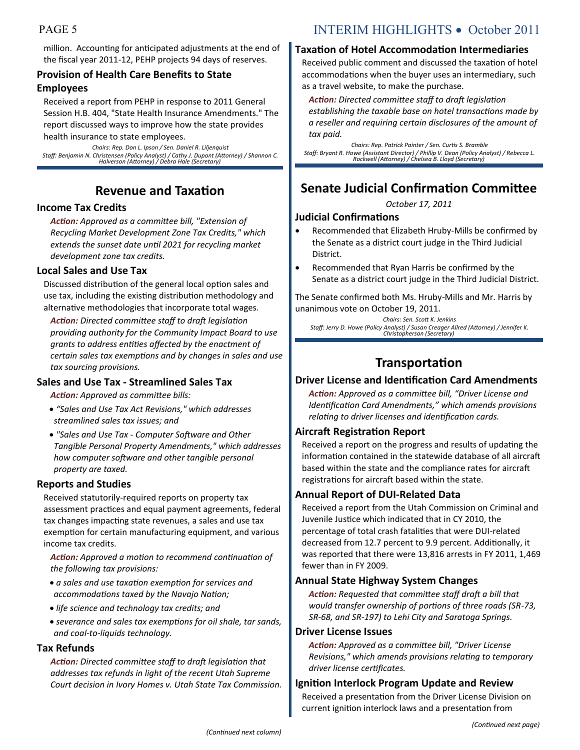million. Accounting for anticipated adjustments at the end of the fiscal year 2011-12, PEHP projects 94 days of reserves.

### Provision of Health Care Benefits to State Employees

Received a report from PEHP in response to 2011 General Session H.B. 404, "State Health Insurance Amendments." The report discussed ways to improve how the state provides health insurance to state employees.

*Chairs: Rep. Don L. Ipson / Sen. Daniel R. Liljenquist*
*Staff: Benjamin N. Christensen (Policy Analyst) / Cathy J. Dupont (Attorney) / Shannon C. Halverson (Attorney) / Debra Hale (Secretary)*

## Revenue and Taxation

### Income Tax Credits

***Action:*** *Approved as a committee bill, "Extension of Recycling Market Development Zone Tax Credits," which extends the sunset date until 2021 for recycling market development zone tax credits.*

### Local Sales and Use Tax

Discussed distribution of the general local option sales and use tax, including the existing distribution methodology and alternative methodologies that incorporate total wages.

***Action:*** *Directed committee staff to draft legislation providing authority for the Community Impact Board to use grants to address entities affected by the enactment of certain sales tax exemptions and by changes in sales and use tax sourcing provisions.*

### Sales and Use Tax - Streamlined Sales Tax

***Action:*** *Approved as committee bills:*

- *"Sales and Use Tax Act Revisions," which addresses streamlined sales tax issues; and*
- *"Sales and Use Tax - Computer Software and Other Tangible Personal Property Amendments," which addresses how computer software and other tangible personal property are taxed.*

### Reports and Studies

Received statutorily-required reports on property tax assessment practices and equal payment agreements, federal tax changes impacting state revenues, a sales and use tax exemption for certain manufacturing equipment, and various income tax credits.

***Action:*** *Approved a motion to recommend continuation of the following tax provisions:*

- *a sales and use taxation exemption for services and accommodations taxed by the Navajo Nation;*
- *life science and technology tax credits; and*
- *severance and sales tax exemptions for oil shale, tar sands, and coal-to-liquids technology.*

### Tax Refunds

***Action:*** *Directed committee staff to draft legislation that addresses tax refunds in light of the recent Utah Supreme Court decision in Ivory Homes v. Utah State Tax Commission.*

### Taxation of Hotel Accommodation Intermediaries

Received public comment and discussed the taxation of hotel accommodations when the buyer uses an intermediary, such as a travel website, to make the purchase.

***Action:*** *Directed committee staff to draft legislation establishing the taxable base on hotel transactions made by a reseller and requiring certain disclosures of the amount of tax paid.*

*Chairs: Rep. Patrick Painter / Sen. Curtis S. Bramble*
*Staff: Bryant R. Howe (Assistant Director) / Phillip V. Dean (Policy Analyst) / Rebecca L. Rockwell (Attorney) / Chelsea B. Lloyd (Secretary)*

## Senate Judicial Confirmation Committee

*October 17, 2011*

### Judicial Confirmations

- Recommended that Elizabeth Hruby-Mills be confirmed by the Senate as a district court judge in the Third Judicial District.
- Recommended that Ryan Harris be confirmed by the Senate as a district court judge in the Third Judicial District.

The Senate confirmed both Ms. Hruby-Mills and Mr. Harris by unanimous vote on October 19, 2011.

*Chairs: Sen. Scott K. Jenkins*
*Staff: Jerry D. Howe (Policy Analyst) / Susan Creager Allred (Attorney) / Jennifer K. Christopherson (Secretary)*

## Transportation

### Driver License and Identification Card Amendments

***Action:*** *Approved as a committee bill, "Driver License and Identification Card Amendments," which amends provisions relating to driver licenses and identification cards.*

### Aircraft Registration Report

Received a report on the progress and results of updating the information contained in the statewide database of all aircraft based within the state and the compliance rates for aircraft registrations for aircraft based within the state.

### Annual Report of DUI-Related Data

Received a report from the Utah Commission on Criminal and Juvenile Justice which indicated that in CY 2010, the percentage of total crash fatalities that were DUI-related decreased from 12.7 percent to 9.9 percent. Additionally, it was reported that there were 13,816 arrests in FY 2011, 1,469 fewer than in FY 2009.

### Annual State Highway System Changes

***Action:*** *Requested that committee staff draft a bill that would transfer ownership of portions of three roads (SR-73, SR-68, and SR-197) to Lehi City and Saratoga Springs.*

### Driver License Issues

***Action:*** *Approved as a committee bill, "Driver License Revisions," which amends provisions relating to temporary driver license certificates.*

### Ignition Interlock Program Update and Review

Received a presentation from the Driver License Division on current ignition interlock laws and a presentation from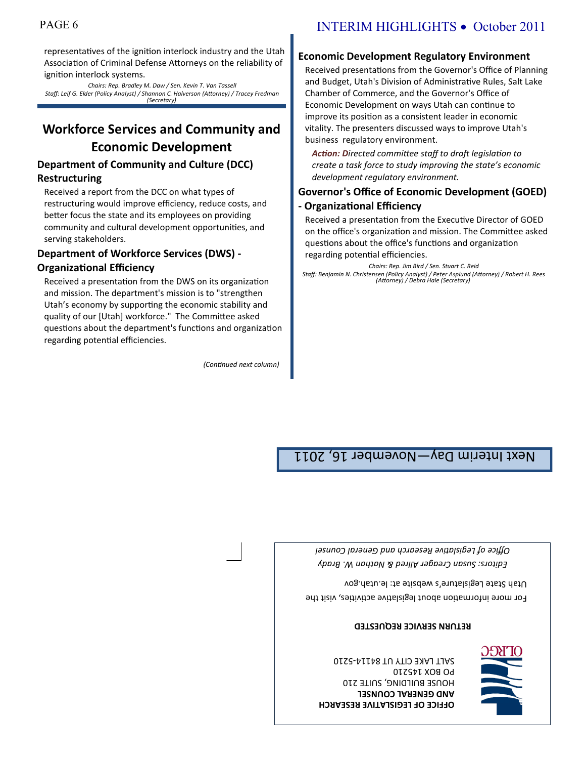representatives of the ignition interlock industry and the Utah Association of Criminal Defense Attorneys on the reliability of ignition interlock systems.

*Chairs: Rep. Bradley M. Daw / Sen. Kevin T. Van Tassell*
*Staff: Leif G. Elder (Policy Analyst) / Shannon C. Halverson (Attorney) / Tracey Fredman (Secretary)*

## Workforce Services and Community and Economic Development

### Department of Community and Culture (DCC) Restructuring

Received a report from the DCC on what types of restructuring would improve efficiency, reduce costs, and better focus the state and its employees on providing community and cultural development opportunities, and serving stakeholders.

### Department of Workforce Services (DWS) - Organizational Efficiency

Received a presentation from the DWS on its organization and mission. The department's mission is to "strengthen Utah's economy by supporting the economic stability and quality of our [Utah] workforce." The Committee asked questions about the department's functions and organization regarding potential efficiencies.

### Economic Development Regulatory Environment

Received presentations from the Governor's Office of Planning and Budget, Utah's Division of Administrative Rules, Salt Lake Chamber of Commerce, and the Governor's Office of Economic Development on ways Utah can continue to improve its position as a consistent leader in economic vitality. The presenters discussed ways to improve Utah's business regulatory environment.

***Action:*** *Directed committee staff to draft legislation to create a task force to study improving the state's economic development regulatory environment.*

### Governor's Office of Economic Development (GOED) - Organizational Efficiency

Received a presentation from the Executive Director of GOED on the office's organization and mission. The Committee asked questions about the office's functions and organization regarding potential efficiencies.

*Chairs: Rep. Jim Bird / Sen. Stuart C. Reid*
*Staff: Benjamin N. Christensen (Policy Analyst) / Peter Asplund (Attorney) / Robert H. Rees (Attorney) / Debra Hale (Secretary)*

Next Interim Day—November 16, 2011

**OFFICE OF LEGISLATIVE RESEARCH AND GENERAL COUNSEL**
HOUSE BUILDING, SUITE 210
PO BOX 145210
SALT LAKE CITY UT 84114-5210

**RETURN SERVICE REQUESTED**

For more information about legislative activities, visit the Utah State Legislature's website at: le.utah.gov

*Editors: Susan Creager Allred & Nathan W. Brady*
*Office of Legislative Research and General Counsel*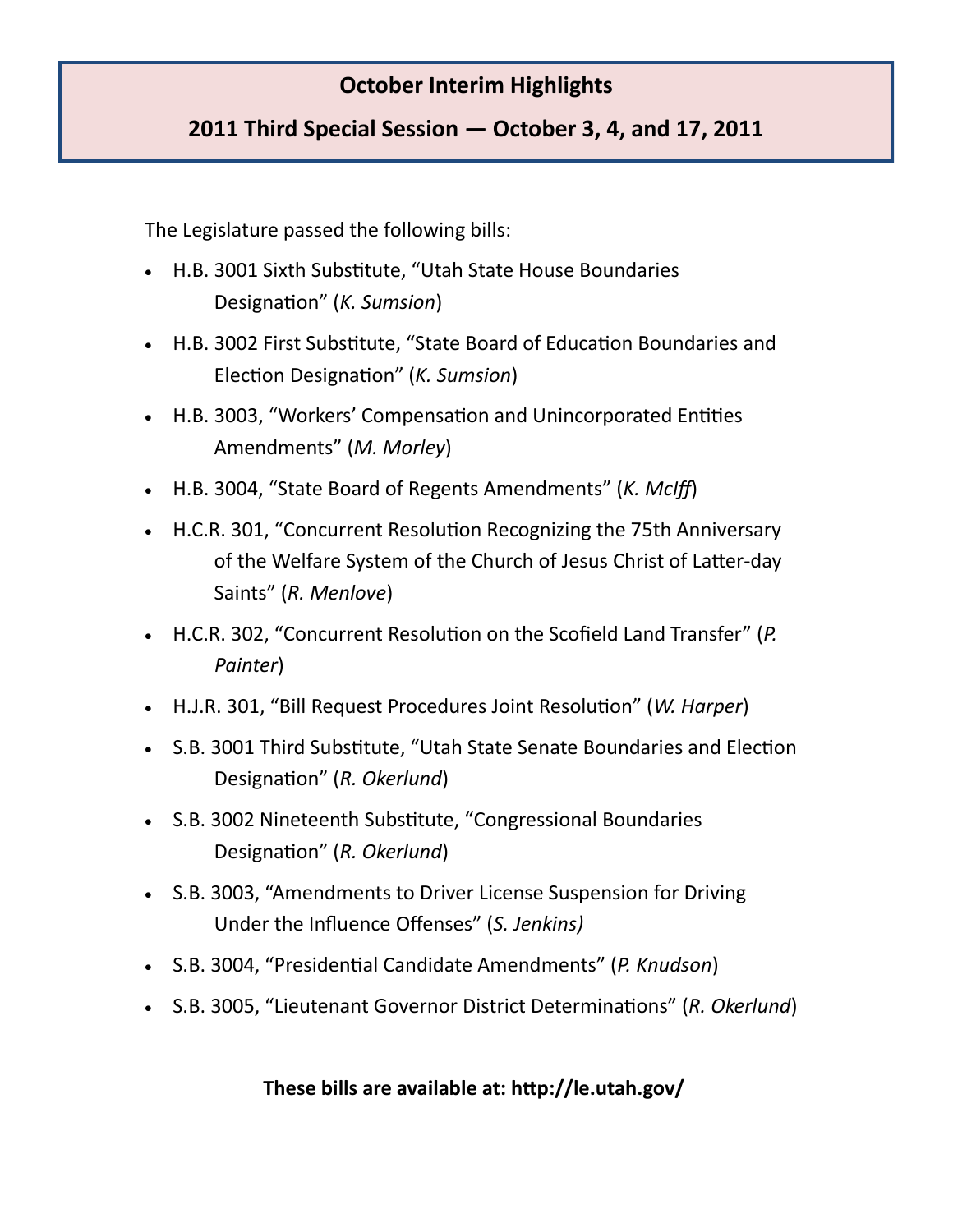## October Interim Highlights

## 2011 Third Special Session — October 3, 4, and 17, 2011

The Legislature passed the following bills:

- H.B. 3001 Sixth Substitute, "Utah State House Boundaries Designation" (*K. Sumsion*)
- H.B. 3002 First Substitute, "State Board of Education Boundaries and Election Designation" (*K. Sumsion*)
- H.B. 3003, "Workers' Compensation and Unincorporated Entities Amendments" (*M. Morley*)
- H.B. 3004, "State Board of Regents Amendments" (*K. McIff*)
- H.C.R. 301, "Concurrent Resolution Recognizing the 75th Anniversary of the Welfare System of the Church of Jesus Christ of Latter-day Saints" (*R. Menlove*)
- H.C.R. 302, "Concurrent Resolution on the Scofield Land Transfer" (*P. Painter*)
- H.J.R. 301, "Bill Request Procedures Joint Resolution" (*W. Harper*)
- S.B. 3001 Third Substitute, "Utah State Senate Boundaries and Election Designation" (*R. Okerlund*)
- S.B. 3002 Nineteenth Substitute, "Congressional Boundaries Designation" (*R. Okerlund*)
- S.B. 3003, "Amendments to Driver License Suspension for Driving Under the Influence Offenses" (*S. Jenkins)*
- S.B. 3004, "Presidential Candidate Amendments" (*P. Knudson*)
- S.B. 3005, "Lieutenant Governor District Determinations" (*R. Okerlund*)

**These bills are available at: http://le.utah.gov/**